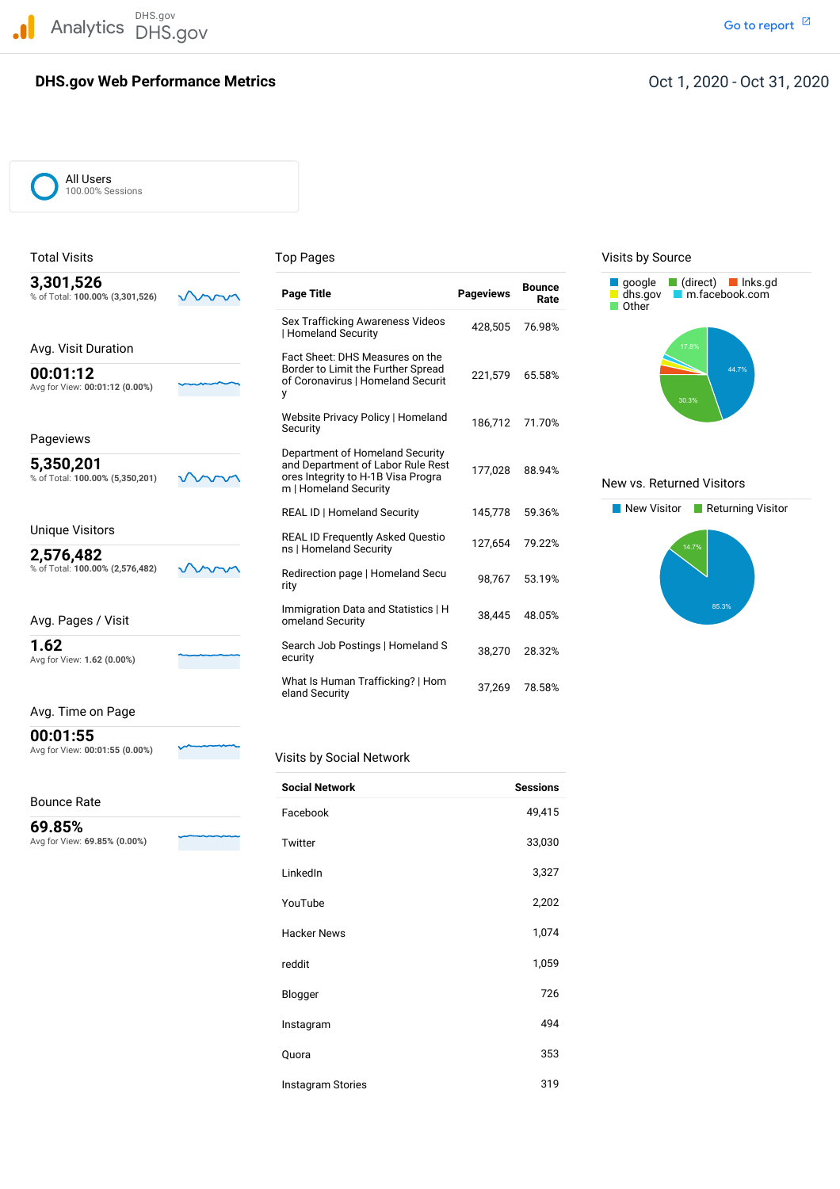Analytics DHS.gov DHS.gov

Go to report

# DHS.gov Web Performance Metrics

Oct 1, 2020 - Oct 31, 2020

All Users
100.00% Sessions

## Total Visits

**3,301,526**
% of Total: **100.00% (3,301,526)**

## Avg. Visit Duration

**00:01:12**
Avg for View: **00:01:12 (0.00%)**

## Pageviews

**5,350,201**
% of Total: **100.00% (5,350,201)**

## Unique Visitors

**2,576,482**
% of Total: **100.00% (2,576,482)**

## Avg. Pages / Visit

**1.62**
Avg for View: **1.62 (0.00%)**

## Avg. Time on Page

**00:01:55**
Avg for View: **00:01:55 (0.00%)**

## Bounce Rate

**69.85%**
Avg for View: **69.85% (0.00%)**

## Top Pages

| Page Title | Pageviews | Bounce Rate |
|---|---|---|
| Sex Trafficking Awareness Videos \| Homeland Security | 428,505 | 76.98% |
| Fact Sheet: DHS Measures on the Border to Limit the Further Spread of Coronavirus \| Homeland Security | 221,579 | 65.58% |
| Website Privacy Policy \| Homeland Security | 186,712 | 71.70% |
| Department of Homeland Security and Department of Labor Rule Restores Integrity to H-1B Visa Program \| Homeland Security | 177,028 | 88.94% |
| REAL ID \| Homeland Security | 145,778 | 59.36% |
| REAL ID Frequently Asked Questions \| Homeland Security | 127,654 | 79.22% |
| Redirection page \| Homeland Security | 98,767 | 53.19% |
| Immigration Data and Statistics \| Homeland Security | 38,445 | 48.05% |
| Search Job Postings \| Homeland Security | 38,270 | 28.32% |
| What Is Human Trafficking? \| Homeland Security | 37,269 | 78.58% |

## Visits by Social Network

| Social Network | Sessions |
|---|---|
| Facebook | 49,415 |
| Twitter | 33,030 |
| LinkedIn | 3,327 |
| YouTube | 2,202 |
| Hacker News | 1,074 |
| reddit | 1,059 |
| Blogger | 726 |
| Instagram | 494 |
| Quora | 353 |
| Instagram Stories | 319 |

## Visits by Source

google, (direct), lnks.gd, dhs.gov, m.facebook.com, Other

44.7%, 30.3%, 17.8%

## New vs. Returned Visitors

New Visitor, Returning Visitor

85.3%, 14.7%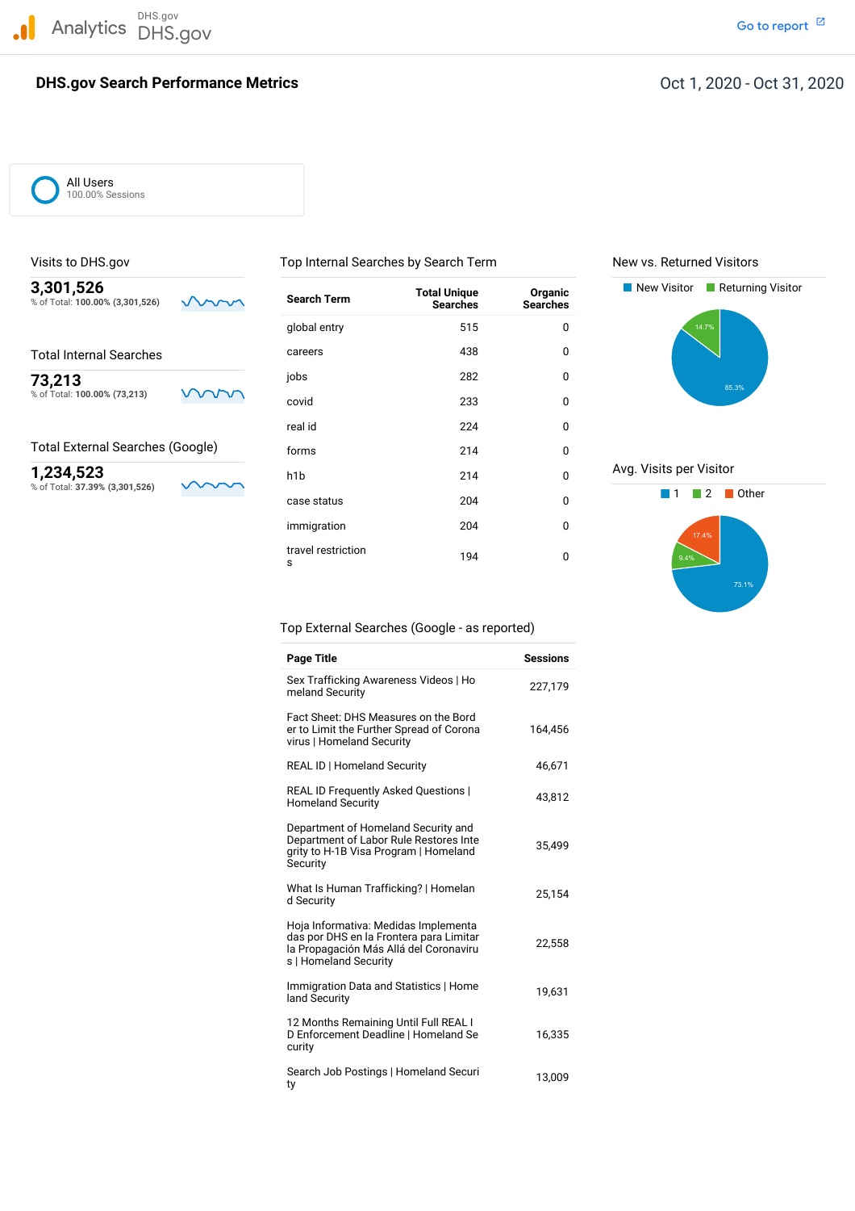Analytics DHS.gov DHS.gov

Go to report

# DHS.gov Search Performance Metrics

Oct 1, 2020 - Oct 31, 2020

All Users
100.00% Sessions

## Visits to DHS.gov

**3,301,526**
% of Total: **100.00% (3,301,526)**

## Total Internal Searches

**73,213**
% of Total: **100.00% (73,213)**

## Total External Searches (Google)

**1,234,523**
% of Total: **37.39% (3,301,526)**

## Top Internal Searches by Search Term

| Search Term | Total Unique Searches | Organic Searches |
|---|---|---|
| global entry | 515 | 0 |
| careers | 438 | 0 |
| jobs | 282 | 0 |
| covid | 233 | 0 |
| real id | 224 | 0 |
| forms | 214 | 0 |
| h1b | 214 | 0 |
| case status | 204 | 0 |
| immigration | 204 | 0 |
| travel restrictions | 194 | 0 |

## New vs. Returned Visitors

New Visitor: 85.3%
Returning Visitor: 14.7%

## Avg. Visits per Visitor

1: 73.1%
2: 9.4%
Other: 17.4%

## Top External Searches (Google - as reported)

| Page Title | Sessions |
|---|---|
| Sex Trafficking Awareness Videos \| Homeland Security | 227,179 |
| Fact Sheet: DHS Measures on the Border to Limit the Further Spread of Coronavirus \| Homeland Security | 164,456 |
| REAL ID \| Homeland Security | 46,671 |
| REAL ID Frequently Asked Questions \| Homeland Security | 43,812 |
| Department of Homeland Security and Department of Labor Rule Restores Integrity to H-1B Visa Program \| Homeland Security | 35,499 |
| What Is Human Trafficking? \| Homeland Security | 25,154 |
| Hoja Informativa: Medidas Implementadas por DHS en la Frontera para Limitar la Propagación Más Allá del Coronavirus \| Homeland Security | 22,558 |
| Immigration Data and Statistics \| Homeland Security | 19,631 |
| 12 Months Remaining Until Full REAL ID Enforcement Deadline \| Homeland Security | 16,335 |
| Search Job Postings \| Homeland Security | 13,009 |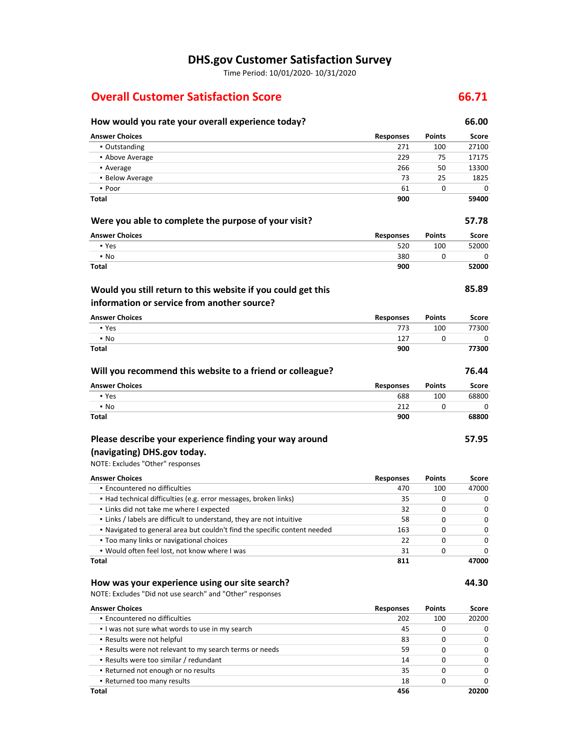# DHS.gov Customer Satisfaction Survey

Time Period: 10/01/2020- 10/31/2020

## Overall Customer Satisfaction Score — 66.71

### How would you rate your overall experience today? — 66.00

| Answer Choices | Responses | Points | Score |
|---|---|---|---|
| ▪ Outstanding | 271 | 100 | 27100 |
| ▪ Above Average | 229 | 75 | 17175 |
| ▪ Average | 266 | 50 | 13300 |
| ▪ Below Average | 73 | 25 | 1825 |
| ▪ Poor | 61 | 0 | 0 |
| **Total** | **900** | | **59400** |

### Were you able to complete the purpose of your visit? — 57.78

| Answer Choices | Responses | Points | Score |
|---|---|---|---|
| ▪ Yes | 520 | 100 | 52000 |
| ▪ No | 380 | 0 | 0 |
| **Total** | **900** | | **52000** |

### Would you still return to this website if you could get this information or service from another source? — 85.89

| Answer Choices | Responses | Points | Score |
|---|---|---|---|
| ▪ Yes | 773 | 100 | 77300 |
| ▪ No | 127 | 0 | 0 |
| **Total** | **900** | | **77300** |

### Will you recommend this website to a friend or colleague? — 76.44

| Answer Choices | Responses | Points | Score |
|---|---|---|---|
| ▪ Yes | 688 | 100 | 68800 |
| ▪ No | 212 | 0 | 0 |
| **Total** | **900** | | **68800** |

### Please describe your experience finding your way around (navigating) DHS.gov today. — 57.95

NOTE: Excludes "Other" responses

| Answer Choices | Responses | Points | Score |
|---|---|---|---|
| ▪ Encountered no difficulties | 470 | 100 | 47000 |
| ▪ Had technical difficulties (e.g. error messages, broken links) | 35 | 0 | 0 |
| ▪ Links did not take me where I expected | 32 | 0 | 0 |
| ▪ Links / labels are difficult to understand, they are not intuitive | 58 | 0 | 0 |
| ▪ Navigated to general area but couldn't find the specific content needed | 163 | 0 | 0 |
| ▪ Too many links or navigational choices | 22 | 0 | 0 |
| ▪ Would often feel lost, not know where I was | 31 | 0 | 0 |
| **Total** | **811** | | **47000** |

### How was your experience using our site search? — 44.30

NOTE: Excludes "Did not use search" and "Other" responses

| Answer Choices | Responses | Points | Score |
|---|---|---|---|
| ▪ Encountered no difficulties | 202 | 100 | 20200 |
| ▪ I was not sure what words to use in my search | 45 | 0 | 0 |
| ▪ Results were not helpful | 83 | 0 | 0 |
| ▪ Results were not relevant to my search terms or needs | 59 | 0 | 0 |
| ▪ Results were too similar / redundant | 14 | 0 | 0 |
| ▪ Returned not enough or no results | 35 | 0 | 0 |
| ▪ Returned too many results | 18 | 0 | 0 |
| **Total** | **456** | | **20200** |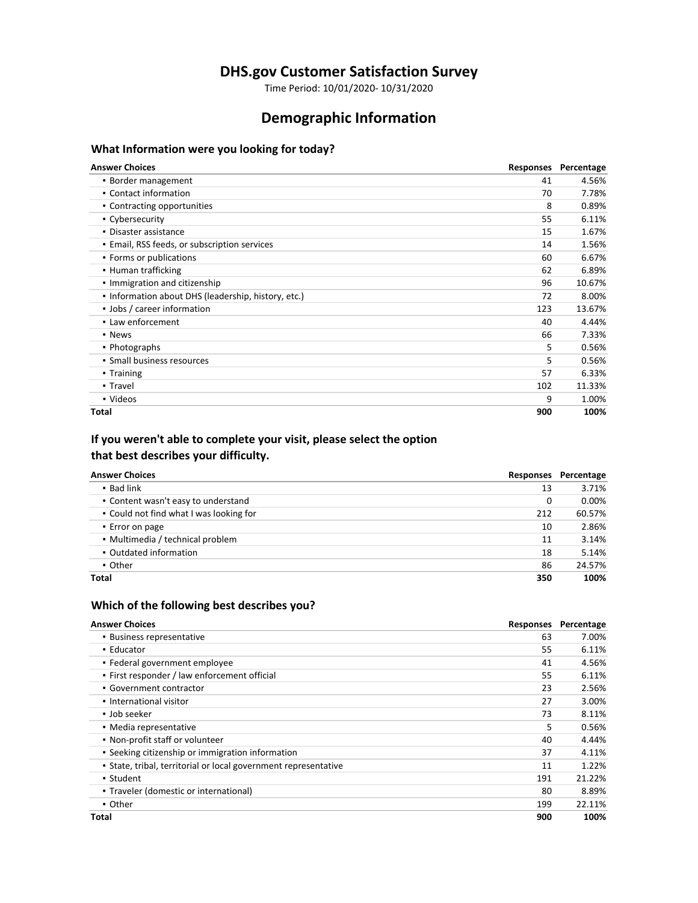# DHS.gov Customer Satisfaction Survey

Time Period: 10/01/2020- 10/31/2020

## Demographic Information

### What Information were you looking for today?

| Answer Choices | Responses | Percentage |
|---|---|---|
| ▪ Border management | 41 | 4.56% |
| ▪ Contact information | 70 | 7.78% |
| ▪ Contracting opportunities | 8 | 0.89% |
| ▪ Cybersecurity | 55 | 6.11% |
| ▪ Disaster assistance | 15 | 1.67% |
| ▪ Email, RSS feeds, or subscription services | 14 | 1.56% |
| ▪ Forms or publications | 60 | 6.67% |
| ▪ Human trafficking | 62 | 6.89% |
| ▪ Immigration and citizenship | 96 | 10.67% |
| ▪ Information about DHS (leadership, history, etc.) | 72 | 8.00% |
| ▪ Jobs / career information | 123 | 13.67% |
| ▪ Law enforcement | 40 | 4.44% |
| ▪ News | 66 | 7.33% |
| ▪ Photographs | 5 | 0.56% |
| ▪ Small business resources | 5 | 0.56% |
| ▪ Training | 57 | 6.33% |
| ▪ Travel | 102 | 11.33% |
| ▪ Videos | 9 | 1.00% |
| **Total** | **900** | **100%** |

### If you weren't able to complete your visit, please select the option that best describes your difficulty.

| Answer Choices | Responses | Percentage |
|---|---|---|
| ▪ Bad link | 13 | 3.71% |
| ▪ Content wasn't easy to understand | 0 | 0.00% |
| ▪ Could not find what I was looking for | 212 | 60.57% |
| ▪ Error on page | 10 | 2.86% |
| ▪ Multimedia / technical problem | 11 | 3.14% |
| ▪ Outdated information | 18 | 5.14% |
| ▪ Other | 86 | 24.57% |
| **Total** | **350** | **100%** |

### Which of the following best describes you?

| Answer Choices | Responses | Percentage |
|---|---|---|
| ▪ Business representative | 63 | 7.00% |
| ▪ Educator | 55 | 6.11% |
| ▪ Federal government employee | 41 | 4.56% |
| ▪ First responder / law enforcement official | 55 | 6.11% |
| ▪ Government contractor | 23 | 2.56% |
| ▪ International visitor | 27 | 3.00% |
| ▪ Job seeker | 73 | 8.11% |
| ▪ Media representative | 5 | 0.56% |
| ▪ Non-profit staff or volunteer | 40 | 4.44% |
| ▪ Seeking citizenship or immigration information | 37 | 4.11% |
| ▪ State, tribal, territorial or local government representative | 11 | 1.22% |
| ▪ Student | 191 | 21.22% |
| ▪ Traveler (domestic or international) | 80 | 8.89% |
| ▪ Other | 199 | 22.11% |
| **Total** | **900** | **100%** |